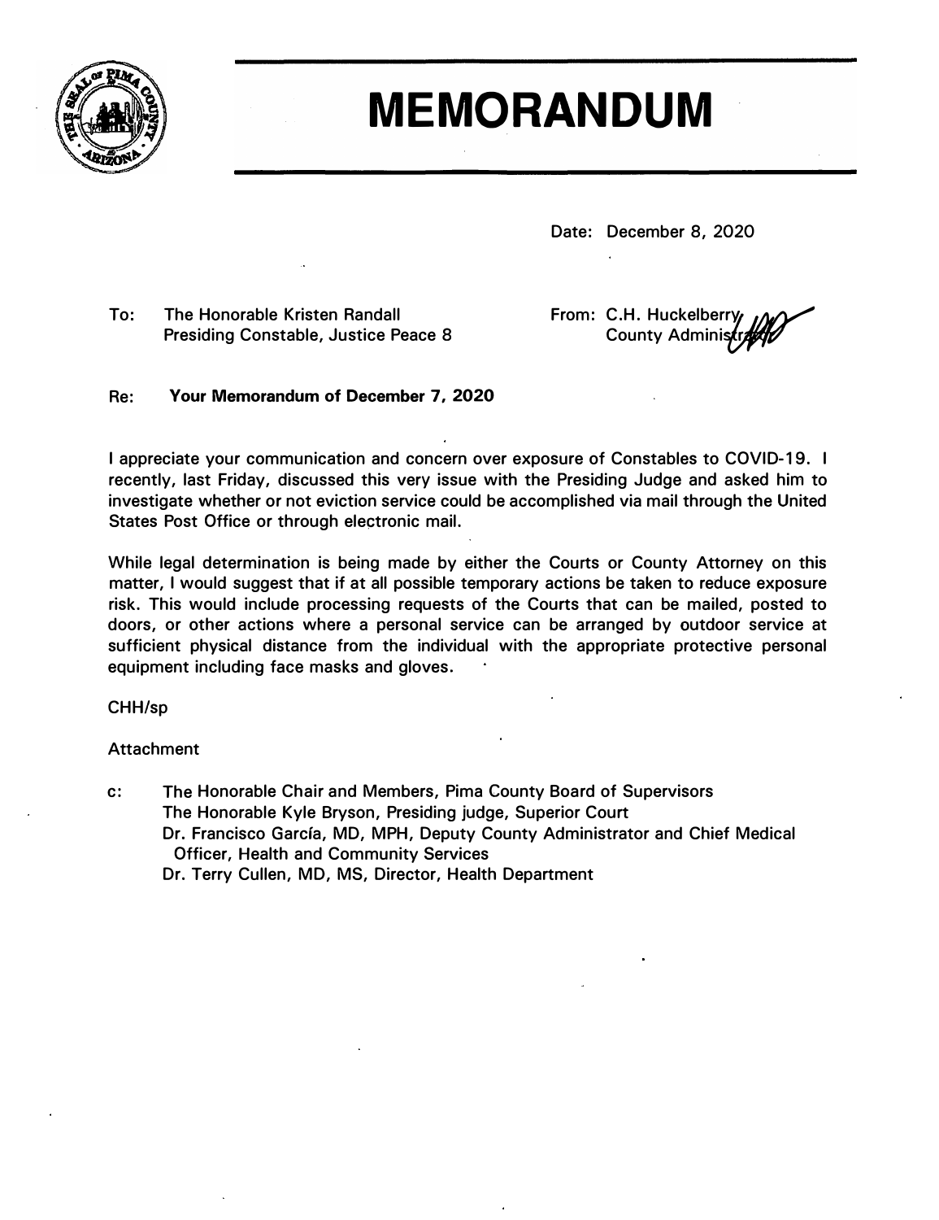# MEMORANDUM

Date: December 8, 2020

To: The Honorable Kristen Randall
Presiding Constable, Justice Peace 8

From: C.H. Huckelberry
County Administrator

Re: **Your Memorandum of December 7, 2020**

I appreciate your communication and concern over exposure of Constables to COVID-19. I recently, last Friday, discussed this very issue with the Presiding Judge and asked him to investigate whether or not eviction service could be accomplished via mail through the United States Post Office or through electronic mail.

While legal determination is being made by either the Courts or County Attorney on this matter, I would suggest that if at all possible temporary actions be taken to reduce exposure risk. This would include processing requests of the Courts that can be mailed, posted to doors, or other actions where a personal service can be arranged by outdoor service at sufficient physical distance from the individual with the appropriate protective personal equipment including face masks and gloves.

CHH/sp

Attachment

c: The Honorable Chair and Members, Pima County Board of Supervisors
The Honorable Kyle Bryson, Presiding judge, Superior Court
Dr. Francisco García, MD, MPH, Deputy County Administrator and Chief Medical Officer, Health and Community Services
Dr. Terry Cullen, MD, MS, Director, Health Department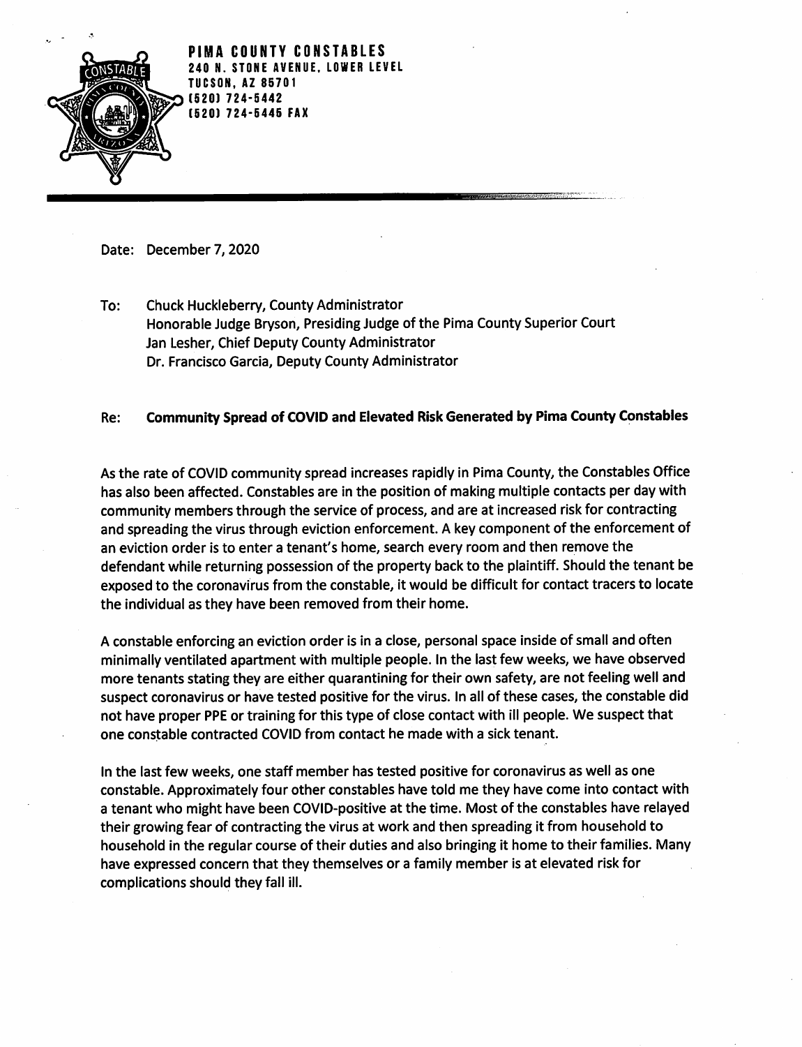**PIMA COUNTY CONSTABLES**
**240 N. STONE AVENUE, LOWER LEVEL**
**TUCSON, AZ 85701**
**(520) 724-5442**
**(520) 724-5445 FAX**

---

Date: December 7, 2020

To: Chuck Huckleberry, County Administrator
Honorable Judge Bryson, Presiding Judge of the Pima County Superior Court
Jan Lesher, Chief Deputy County Administrator
Dr. Francisco Garcia, Deputy County Administrator

Re: **Community Spread of COVID and Elevated Risk Generated by Pima County Constables**

As the rate of COVID community spread increases rapidly in Pima County, the Constables Office has also been affected. Constables are in the position of making multiple contacts per day with community members through the service of process, and are at increased risk for contracting and spreading the virus through eviction enforcement. A key component of the enforcement of an eviction order is to enter a tenant's home, search every room and then remove the defendant while returning possession of the property back to the plaintiff. Should the tenant be exposed to the coronavirus from the constable, it would be difficult for contact tracers to locate the individual as they have been removed from their home.

A constable enforcing an eviction order is in a close, personal space inside of small and often minimally ventilated apartment with multiple people. In the last few weeks, we have observed more tenants stating they are either quarantining for their own safety, are not feeling well and suspect coronavirus or have tested positive for the virus. In all of these cases, the constable did not have proper PPE or training for this type of close contact with ill people. We suspect that one constable contracted COVID from contact he made with a sick tenant.

In the last few weeks, one staff member has tested positive for coronavirus as well as one constable. Approximately four other constables have told me they have come into contact with a tenant who might have been COVID-positive at the time. Most of the constables have relayed their growing fear of contracting the virus at work and then spreading it from household to household in the regular course of their duties and also bringing it home to their families. Many have expressed concern that they themselves or a family member is at elevated risk for complications should they fall ill.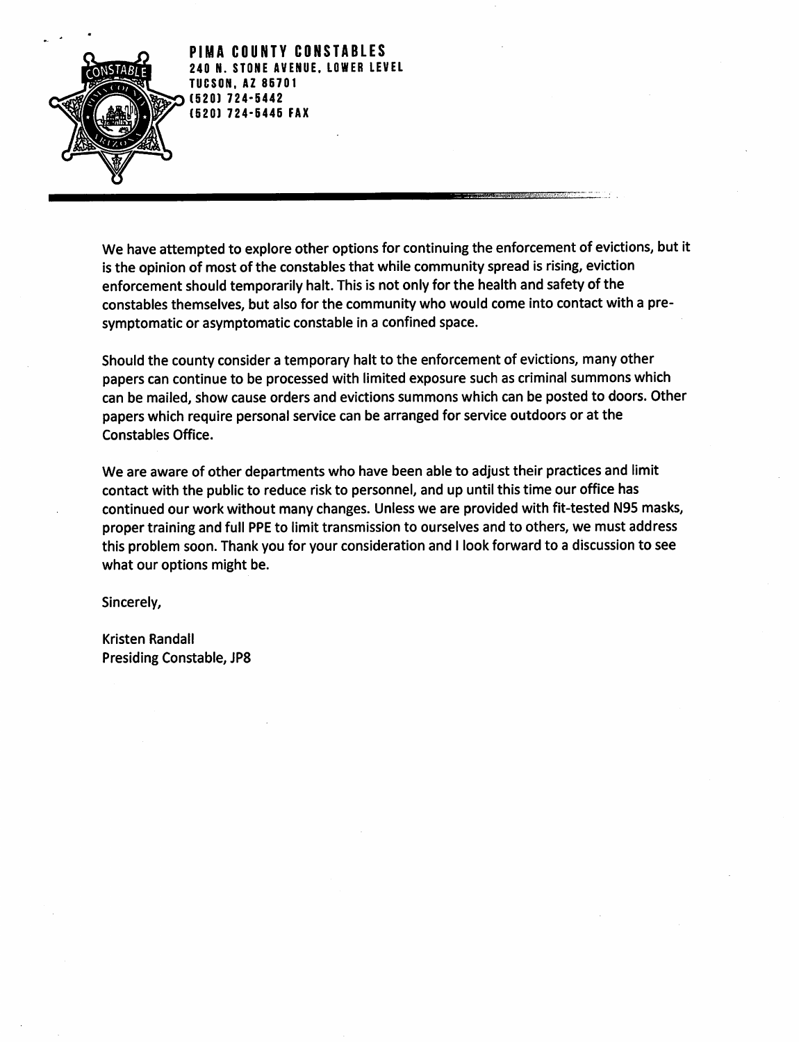**PIMA COUNTY CONSTABLES**
**240 N. STONE AVENUE, LOWER LEVEL**
**TUCSON, AZ 85701**
**(520) 724-5442**
**(520) 724-5445 FAX**

We have attempted to explore other options for continuing the enforcement of evictions, but it is the opinion of most of the constables that while community spread is rising, eviction enforcement should temporarily halt. This is not only for the health and safety of the constables themselves, but also for the community who would come into contact with a pre-symptomatic or asymptomatic constable in a confined space.

Should the county consider a temporary halt to the enforcement of evictions, many other papers can continue to be processed with limited exposure such as criminal summons which can be mailed, show cause orders and evictions summons which can be posted to doors. Other papers which require personal service can be arranged for service outdoors or at the Constables Office.

We are aware of other departments who have been able to adjust their practices and limit contact with the public to reduce risk to personnel, and up until this time our office has continued our work without many changes. Unless we are provided with fit-tested N95 masks, proper training and full PPE to limit transmission to ourselves and to others, we must address this problem soon. Thank you for your consideration and I look forward to a discussion to see what our options might be.

Sincerely,

Kristen Randall
Presiding Constable, JP8